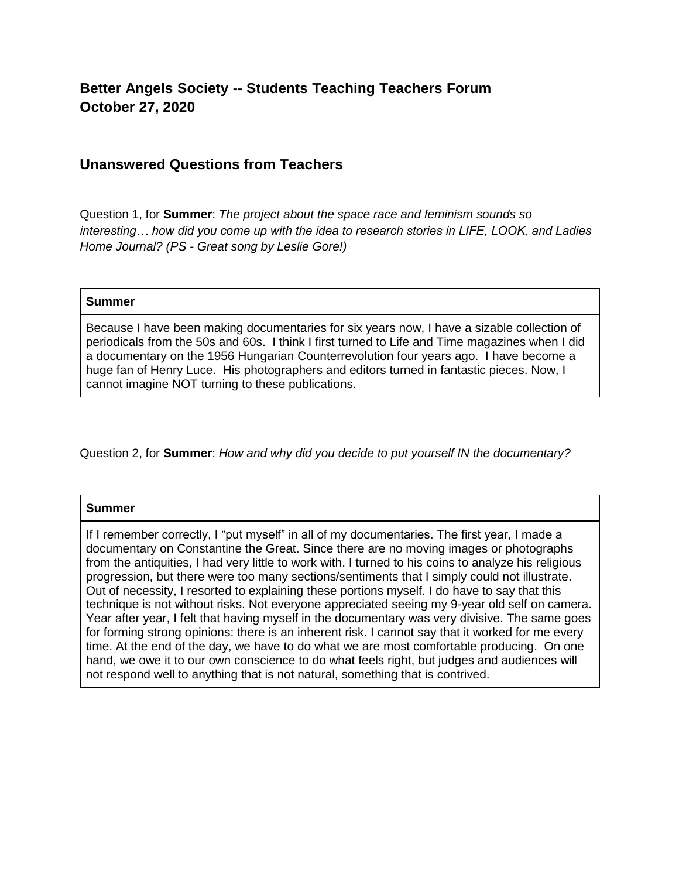## Better Angels Society -- Students Teaching Teachers Forum
## October 27, 2020

### Unanswered Questions from Teachers

Question 1, for **Summer**: *The project about the space race and feminism sounds so interesting… how did you come up with the idea to research stories in LIFE, LOOK, and Ladies Home Journal? (PS - Great song by Leslie Gore!)*

| **Summer** |
| --- |
| Because I have been making documentaries for six years now, I have a sizable collection of periodicals from the 50s and 60s. I think I first turned to Life and Time magazines when I did a documentary on the 1956 Hungarian Counterrevolution four years ago. I have become a huge fan of Henry Luce. His photographers and editors turned in fantastic pieces. Now, I cannot imagine NOT turning to these publications. |

Question 2, for **Summer**: *How and why did you decide to put yourself IN the documentary?*

| **Summer** |
| --- |
| If I remember correctly, I "put myself" in all of my documentaries. The first year, I made a documentary on Constantine the Great. Since there are no moving images or photographs from the antiquities, I had very little to work with. I turned to his coins to analyze his religious progression, but there were too many sections/sentiments that I simply could not illustrate. Out of necessity, I resorted to explaining these portions myself. I do have to say that this technique is not without risks. Not everyone appreciated seeing my 9-year old self on camera. Year after year, I felt that having myself in the documentary was very divisive. The same goes for forming strong opinions: there is an inherent risk. I cannot say that it worked for me every time. At the end of the day, we have to do what we are most comfortable producing. On one hand, we owe it to our own conscience to do what feels right, but judges and audiences will not respond well to anything that is not natural, something that is contrived. |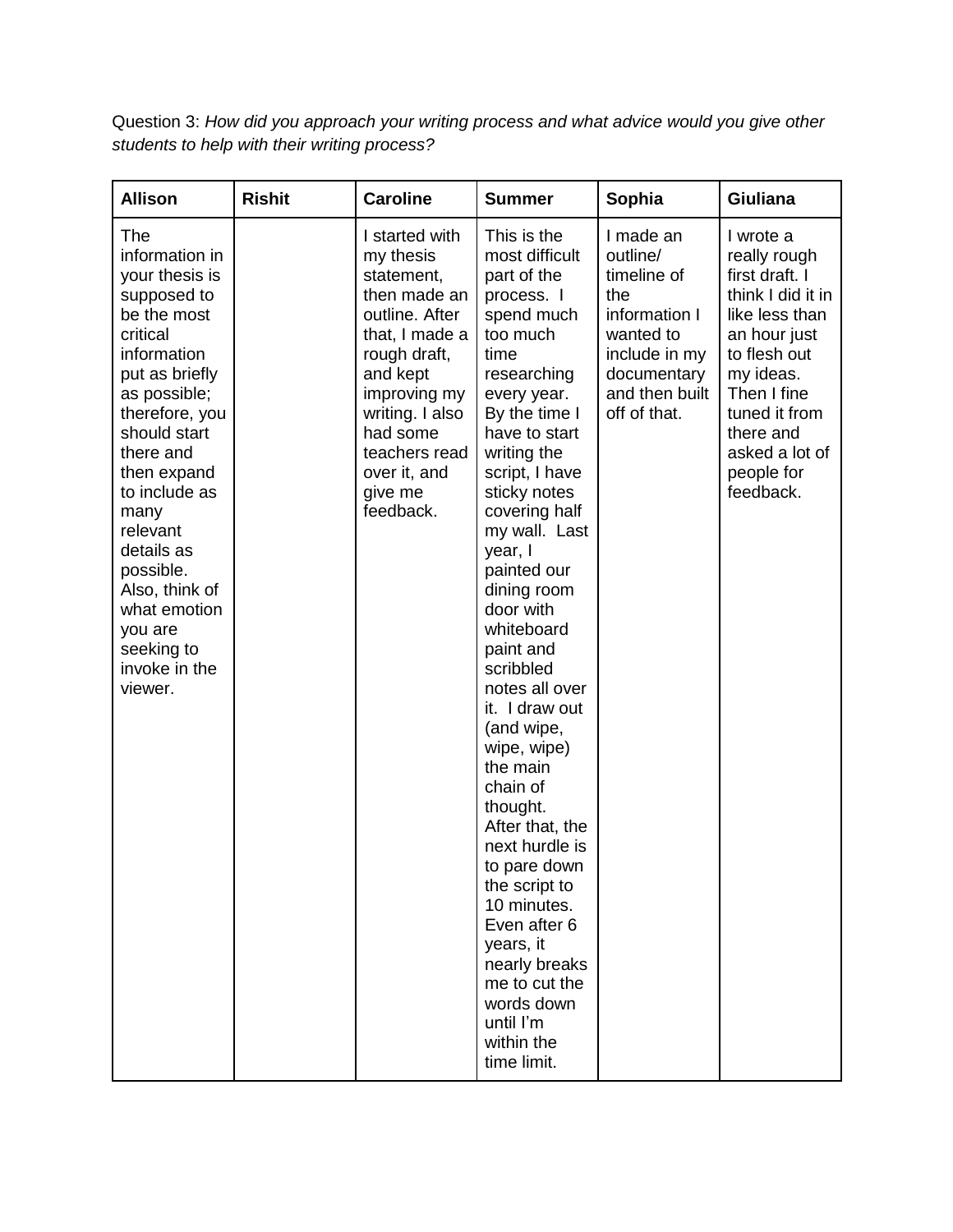Question 3: *How did you approach your writing process and what advice would you give other students to help with their writing process?*

| Allison | Rishit | Caroline | Summer | Sophia | Giuliana |
|---|---|---|---|---|---|
| The information in your thesis is supposed to be the most critical information put as briefly as possible; therefore, you should start there and then expand to include as many relevant details as possible. Also, think of what emotion you are seeking to invoke in the viewer. | | I started with my thesis statement, then made an outline. After that, I made a rough draft, and kept improving my writing. I also had some teachers read over it, and give me feedback. | This is the most difficult part of the process. I spend much too much time researching every year. By the time I have to start writing the script, I have sticky notes covering half my wall. Last year, I painted our dining room door with whiteboard paint and scribbled notes all over it. I draw out (and wipe, wipe, wipe) the main chain of thought. After that, the next hurdle is to pare down the script to 10 minutes. Even after 6 years, it nearly breaks me to cut the words down until I'm within the time limit. | I made an outline/ timeline of the information I wanted to include in my documentary and then built off of that. | I wrote a really rough first draft. I think I did it in like less than an hour just to flesh out my ideas. Then I fine tuned it from there and asked a lot of people for feedback. |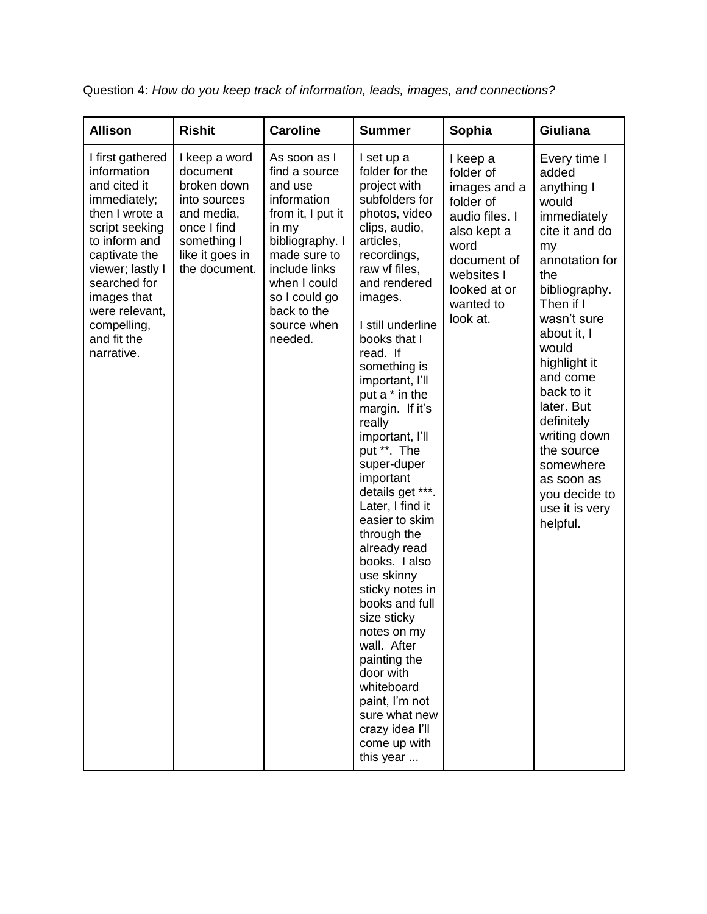Question 4: *How do you keep track of information, leads, images, and connections?*

| Allison | Rishit | Caroline | Summer | Sophia | Giuliana |
|---|---|---|---|---|---|
| I first gathered information and cited it immediately; then I wrote a script seeking to inform and captivate the viewer; lastly I searched for images that were relevant, compelling, and fit the narrative. | I keep a word document broken down into sources and media, once I find something I like it goes in the document. | As soon as I find a source and use information from it, I put it in my bibliography. I made sure to include links when I could so I could go back to the source when needed. | I set up a folder for the project with subfolders for photos, video clips, audio, articles, recordings, raw vf files, and rendered images.<br><br>I still underline books that I read. If something is important, I'll put a * in the margin. If it's really important, I'll put **. The super-duper important details get ***. Later, I find it easier to skim through the already read books. I also use skinny sticky notes in books and full size sticky notes on my wall. After painting the door with whiteboard paint, I'm not sure what new crazy idea I'll come up with this year ... | I keep a folder of images and a folder of audio files. I also kept a word document of websites I looked at or wanted to look at. | Every time I added anything I would immediately cite it and do my annotation for the bibliography. Then if I wasn't sure about it, I would highlight it and come back to it later. But definitely writing down the source somewhere as soon as you decide to use it is very helpful. |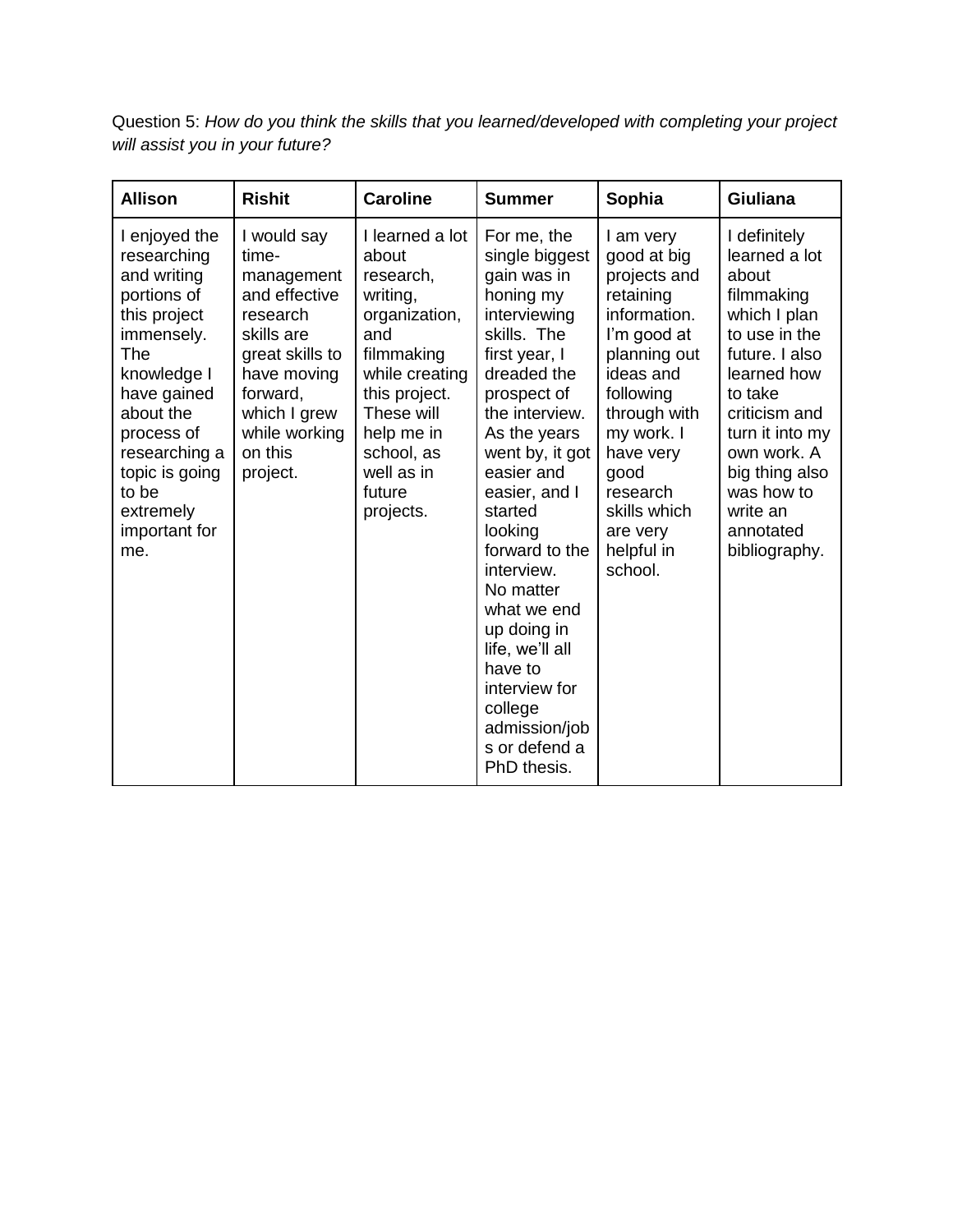Question 5: *How do you think the skills that you learned/developed with completing your project will assist you in your future?*

| Allison | Rishit | Caroline | Summer | Sophia | Giuliana |
|---|---|---|---|---|---|
| I enjoyed the researching and writing portions of this project immensely. The knowledge I have gained about the process of researching a topic is going to be extremely important for me. | I would say time-management and effective research skills are great skills to have moving forward, which I grew while working on this project. | I learned a lot about research, writing, organization, and filmmaking while creating this project. These will help me in school, as well as in future projects. | For me, the single biggest gain was in honing my interviewing skills. The first year, I dreaded the prospect of the interview. As the years went by, it got easier and easier, and I started looking forward to the interview. No matter what we end up doing in life, we'll all have to interview for college admission/jobs or defend a PhD thesis. | I am very good at big projects and retaining information. I'm good at planning out ideas and following through with my work. I have very good research skills which are very helpful in school. | I definitely learned a lot about filmmaking which I plan to use in the future. I also learned how to take criticism and turn it into my own work. A big thing also was how to write an annotated bibliography. |